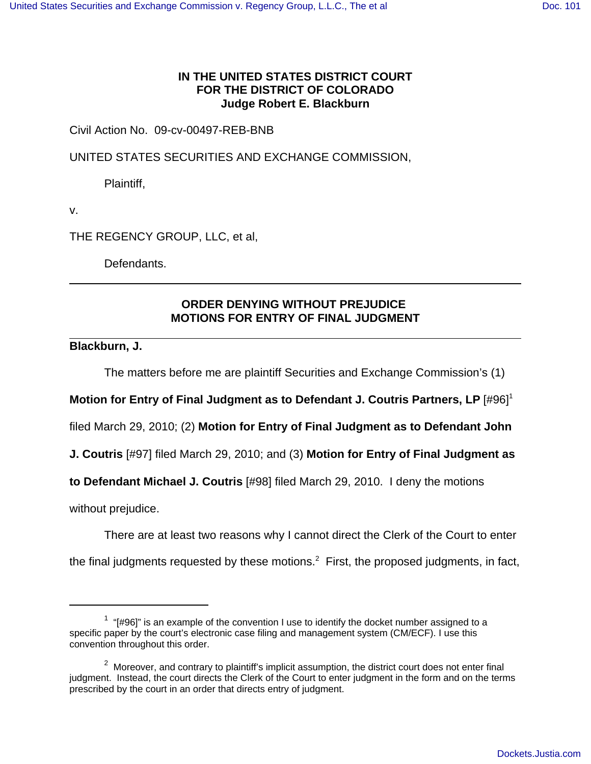**IN THE UNITED STATES DISTRICT COURT**
**FOR THE DISTRICT OF COLORADO**
**Judge Robert E. Blackburn**

Civil Action No. 09-cv-00497-REB-BNB

UNITED STATES SECURITIES AND EXCHANGE COMMISSION,

Plaintiff,

v.

THE REGENCY GROUP, LLC, et al,

Defendants.

---

**ORDER DENYING WITHOUT PREJUDICE**
**MOTIONS FOR ENTRY OF FINAL JUDGMENT**

---

**Blackburn, J.**

The matters before me are plaintiff Securities and Exchange Commission's (1) **Motion for Entry of Final Judgment as to Defendant J. Coutris Partners, LP** [#96][1] filed March 29, 2010; (2) **Motion for Entry of Final Judgment as to Defendant John J. Coutris** [#97] filed March 29, 2010; and (3) **Motion for Entry of Final Judgment as to Defendant Michael J. Coutris** [#98] filed March 29, 2010. I deny the motions without prejudice.

There are at least two reasons why I cannot direct the Clerk of the Court to enter the final judgments requested by these motions.[2] First, the proposed judgments, in fact,

---

[1] "[#96]" is an example of the convention I use to identify the docket number assigned to a specific paper by the court's electronic case filing and management system (CM/ECF). I use this convention throughout this order.

[2] Moreover, and contrary to plaintiff's implicit assumption, the district court does not enter final judgment. Instead, the court directs the Clerk of the Court to enter judgment in the form and on the terms prescribed by the court in an order that directs entry of judgment.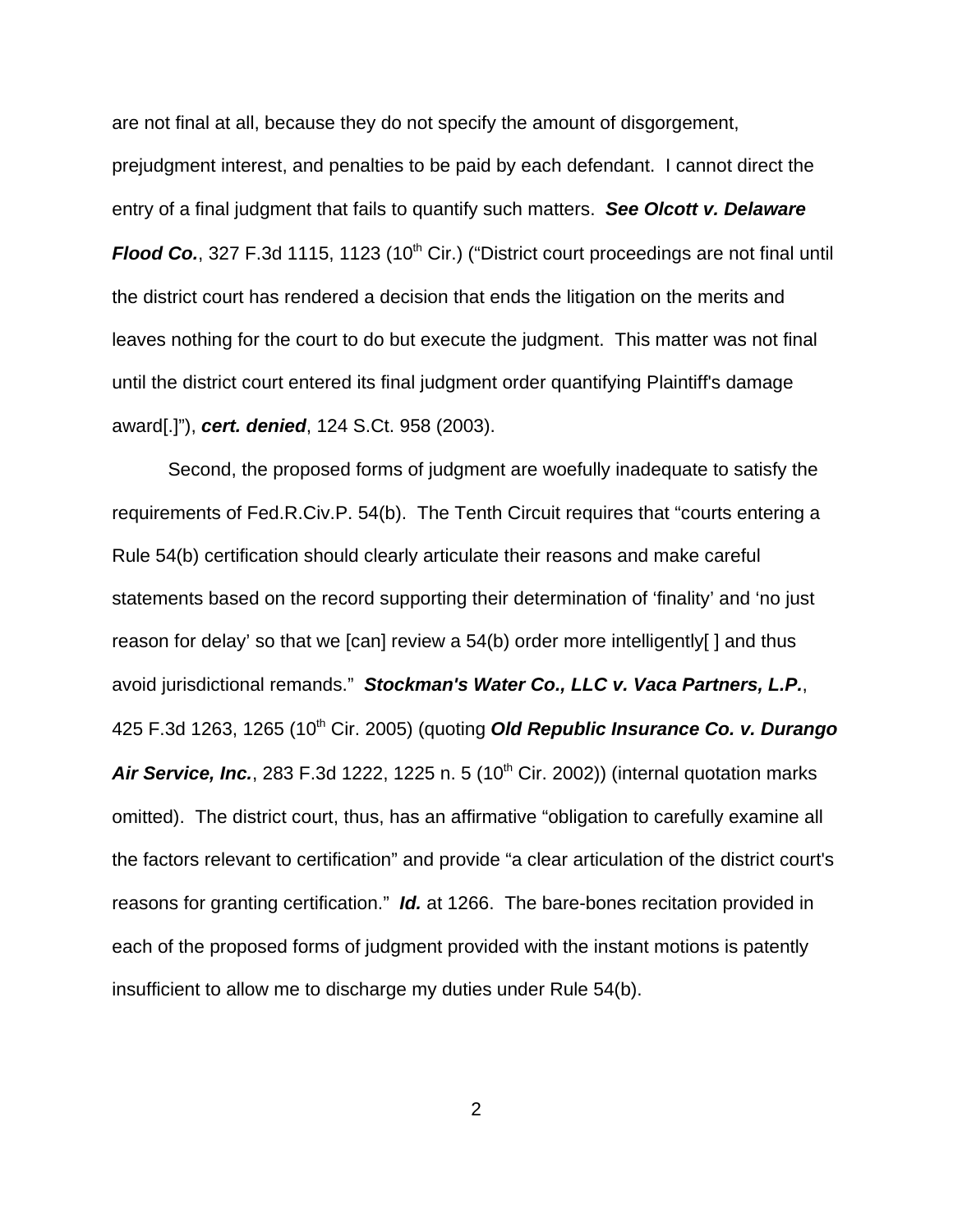are not final at all, because they do not specify the amount of disgorgement, prejudgment interest, and penalties to be paid by each defendant. I cannot direct the entry of a final judgment that fails to quantify such matters. ***See Olcott v. Delaware Flood Co.***, 327 F.3d 1115, 1123 (10th Cir.) ("District court proceedings are not final until the district court has rendered a decision that ends the litigation on the merits and leaves nothing for the court to do but execute the judgment. This matter was not final until the district court entered its final judgment order quantifying Plaintiff's damage award[.]"), ***cert. denied***, 124 S.Ct. 958 (2003).

Second, the proposed forms of judgment are woefully inadequate to satisfy the requirements of Fed.R.Civ.P. 54(b). The Tenth Circuit requires that "courts entering a Rule 54(b) certification should clearly articulate their reasons and make careful statements based on the record supporting their determination of 'finality' and 'no just reason for delay' so that we [can] review a 54(b) order more intelligently[ ] and thus avoid jurisdictional remands." ***Stockman's Water Co., LLC v. Vaca Partners, L.P.***, 425 F.3d 1263, 1265 (10th Cir. 2005) (quoting ***Old Republic Insurance Co. v. Durango Air Service, Inc.***, 283 F.3d 1222, 1225 n. 5 (10th Cir. 2002)) (internal quotation marks omitted). The district court, thus, has an affirmative "obligation to carefully examine all the factors relevant to certification" and provide "a clear articulation of the district court's reasons for granting certification." ***Id.*** at 1266. The bare-bones recitation provided in each of the proposed forms of judgment provided with the instant motions is patently insufficient to allow me to discharge my duties under Rule 54(b).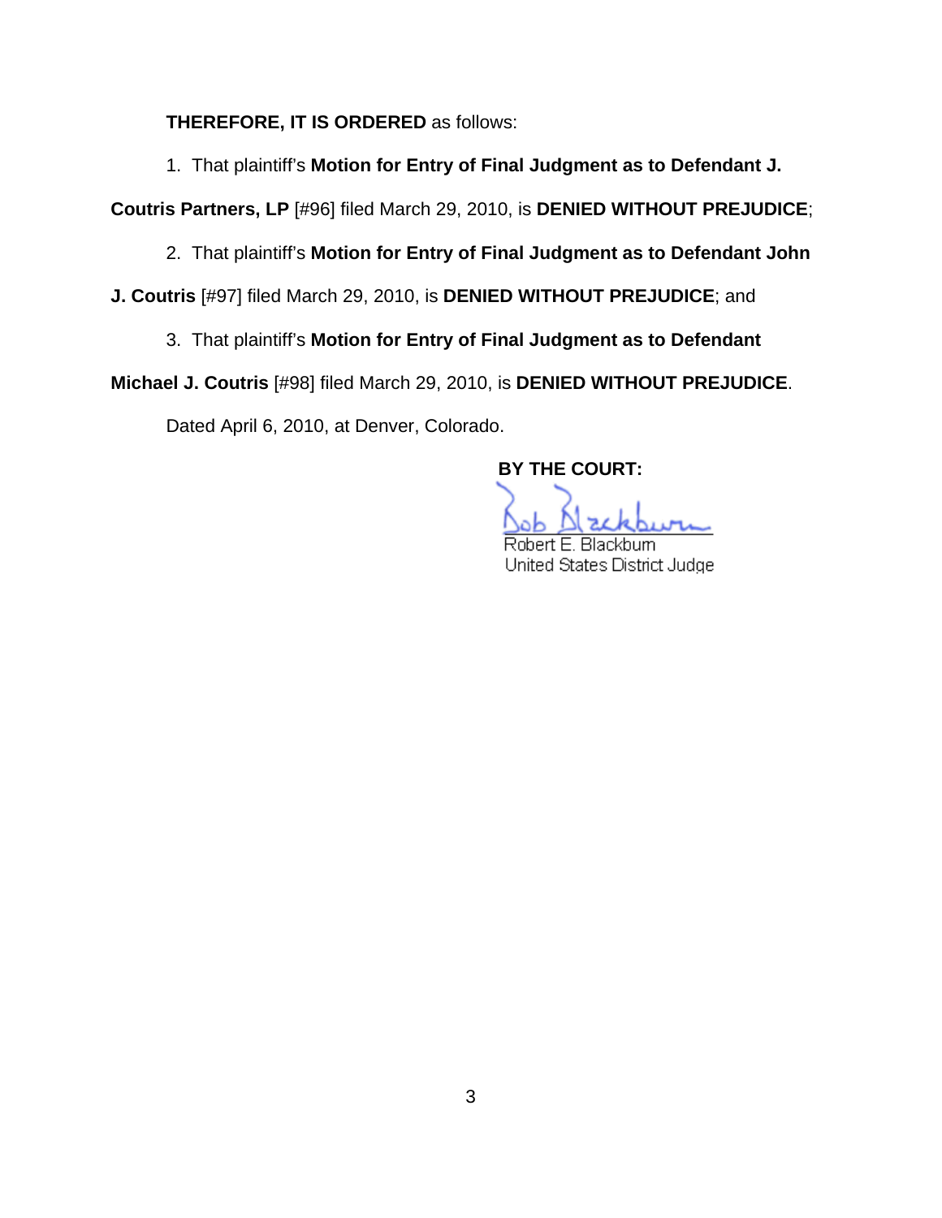**THEREFORE, IT IS ORDERED** as follows:

1. That plaintiff's **Motion for Entry of Final Judgment as to Defendant J. Coutris Partners, LP** [#96] filed March 29, 2010, is **DENIED WITHOUT PREJUDICE**;

2. That plaintiff's **Motion for Entry of Final Judgment as to Defendant John J. Coutris** [#97] filed March 29, 2010, is **DENIED WITHOUT PREJUDICE**; and

3. That plaintiff's **Motion for Entry of Final Judgment as to Defendant Michael J. Coutris** [#98] filed March 29, 2010, is **DENIED WITHOUT PREJUDICE**.

Dated April 6, 2010, at Denver, Colorado.

**BY THE COURT:**

Robert E. Blackburn
United States District Judge